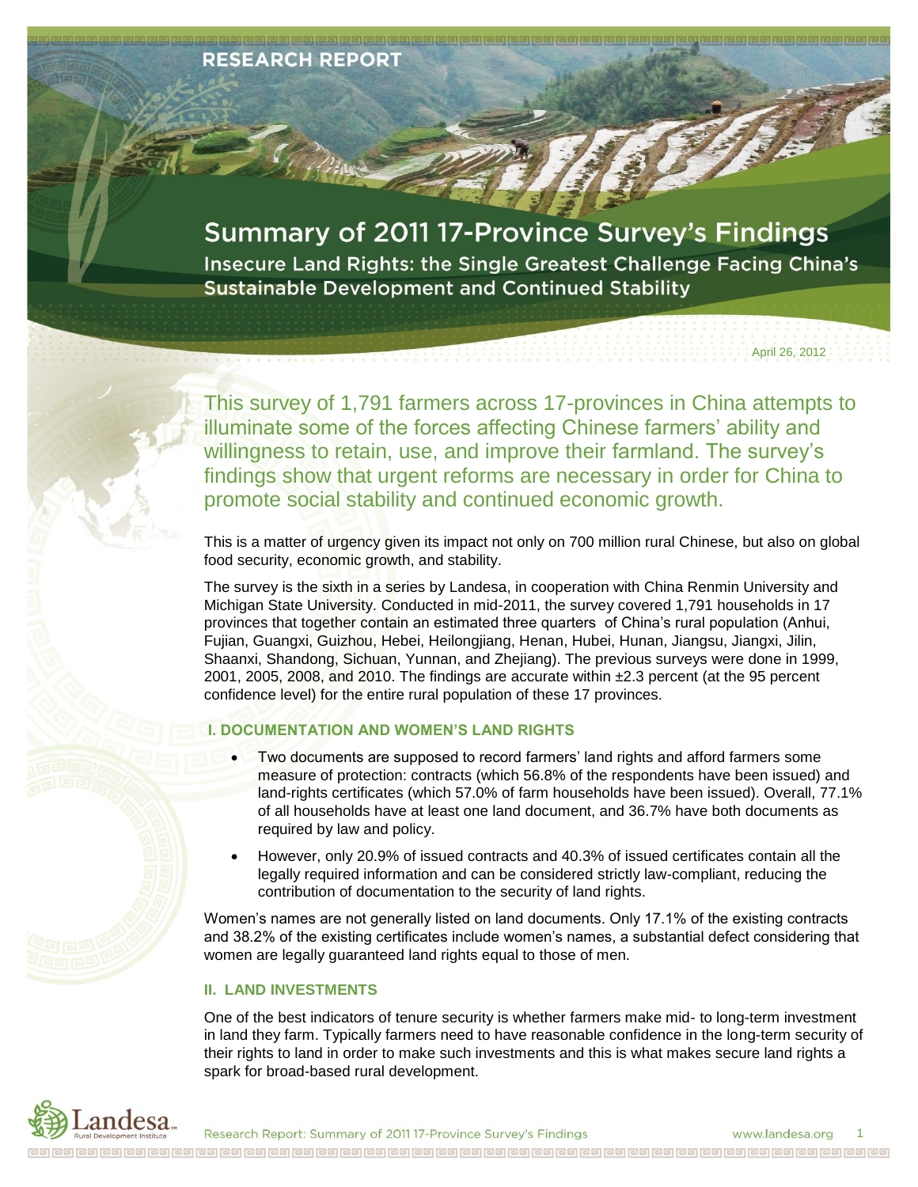RESEARCH REPORT

# Summary of 2011 17-Province Survey's Findings

## Insecure Land Rights: the Single Greatest Challenge Facing China's Sustainable Development and Continued Stability

April 26, 2012

This survey of 1,791 farmers across 17-provinces in China attempts to illuminate some of the forces affecting Chinese farmers' ability and willingness to retain, use, and improve their farmland. The survey's findings show that urgent reforms are necessary in order for China to promote social stability and continued economic growth.

This is a matter of urgency given its impact not only on 700 million rural Chinese, but also on global food security, economic growth, and stability.

The survey is the sixth in a series by Landesa, in cooperation with China Renmin University and Michigan State University. Conducted in mid-2011, the survey covered 1,791 households in 17 provinces that together contain an estimated three quarters of China's rural population (Anhui, Fujian, Guangxi, Guizhou, Hebei, Heilongjiang, Henan, Hubei, Hunan, Jiangsu, Jiangxi, Jilin, Shaanxi, Shandong, Sichuan, Yunnan, and Zhejiang). The previous surveys were done in 1999, 2001, 2005, 2008, and 2010. The findings are accurate within ±2.3 percent (at the 95 percent confidence level) for the entire rural population of these 17 provinces.

### I. DOCUMENTATION AND WOMEN'S LAND RIGHTS

- Two documents are supposed to record farmers' land rights and afford farmers some measure of protection: contracts (which 56.8% of the respondents have been issued) and land-rights certificates (which 57.0% of farm households have been issued). Overall, 77.1% of all households have at least one land document, and 36.7% have both documents as required by law and policy.
- However, only 20.9% of issued contracts and 40.3% of issued certificates contain all the legally required information and can be considered strictly law-compliant, reducing the contribution of documentation to the security of land rights.

Women's names are not generally listed on land documents. Only 17.1% of the existing contracts and 38.2% of the existing certificates include women's names, a substantial defect considering that women are legally guaranteed land rights equal to those of men.

### II. LAND INVESTMENTS

One of the best indicators of tenure security is whether farmers make mid- to long-term investment in land they farm. Typically farmers need to have reasonable confidence in the long-term security of their rights to land in order to make such investments and this is what makes secure land rights a spark for broad-based rural development.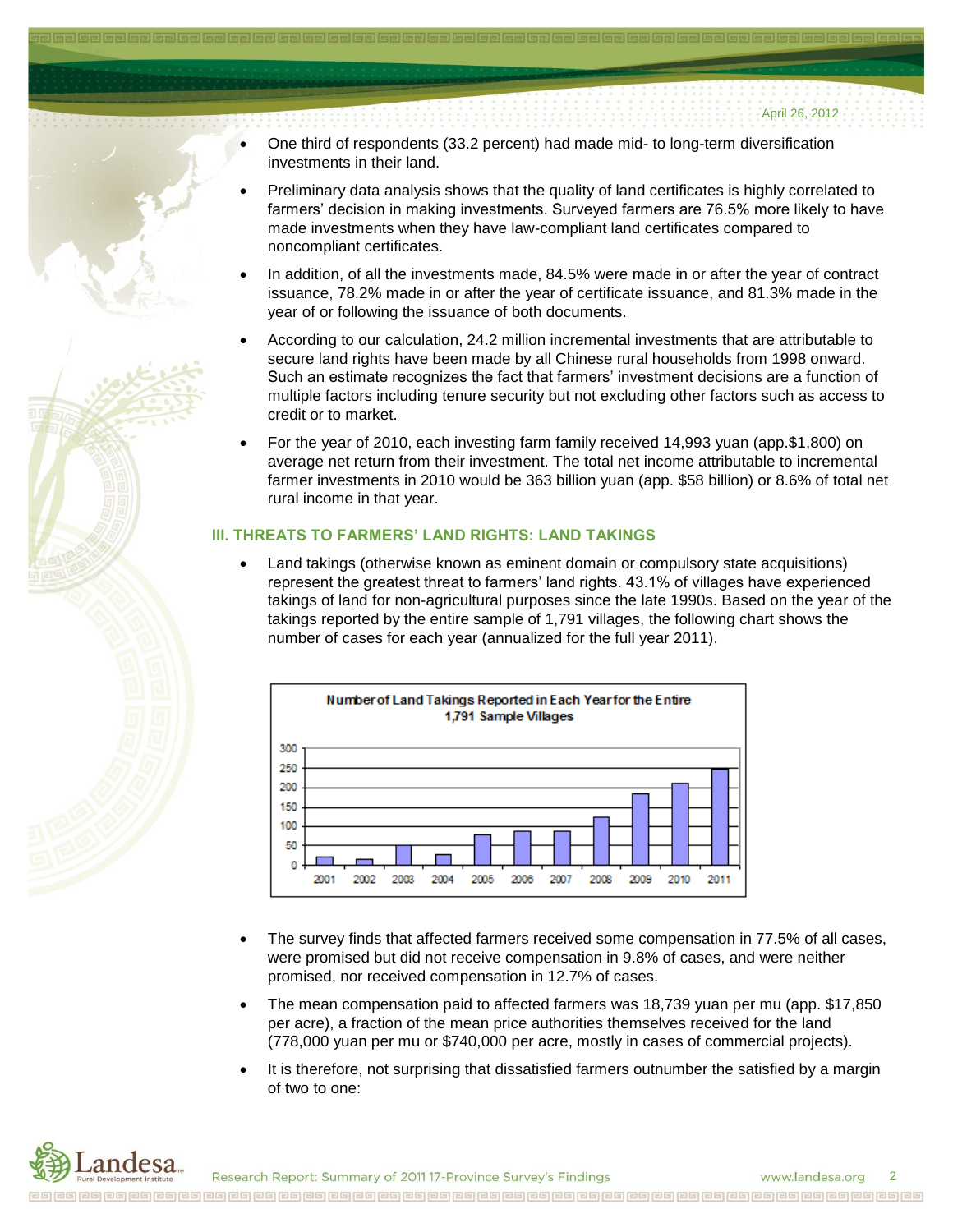- One third of respondents (33.2 percent) had made mid- to long-term diversification investments in their land.
- Preliminary data analysis shows that the quality of land certificates is highly correlated to farmers' decision in making investments. Surveyed farmers are 76.5% more likely to have made investments when they have law-compliant land certificates compared to noncompliant certificates.
- In addition, of all the investments made, 84.5% were made in or after the year of contract issuance, 78.2% made in or after the year of certificate issuance, and 81.3% made in the year of or following the issuance of both documents.
- According to our calculation, 24.2 million incremental investments that are attributable to secure land rights have been made by all Chinese rural households from 1998 onward. Such an estimate recognizes the fact that farmers' investment decisions are a function of multiple factors including tenure security but not excluding other factors such as access to credit or to market.
- For the year of 2010, each investing farm family received 14,993 yuan (app.$1,800) on average net return from their investment. The total net income attributable to incremental farmer investments in 2010 would be 363 billion yuan (app. $58 billion) or 8.6% of total net rural income in that year.

### III. THREATS TO FARMERS' LAND RIGHTS: LAND TAKINGS

- Land takings (otherwise known as eminent domain or compulsory state acquisitions) represent the greatest threat to farmers' land rights. 43.1% of villages have experienced takings of land for non-agricultural purposes since the late 1990s. Based on the year of the takings reported by the entire sample of 1,791 villages, the following chart shows the number of cases for each year (annualized for the full year 2011).

**Number of Land Takings Reported in Each Year for the Entire 1,791 Sample Villages**

- The survey finds that affected farmers received some compensation in 77.5% of all cases, were promised but did not receive compensation in 9.8% of cases, and were neither promised, nor received compensation in 12.7% of cases.
- The mean compensation paid to affected farmers was 18,739 yuan per mu (app. $17,850 per acre), a fraction of the mean price authorities themselves received for the land (778,000 yuan per mu or $740,000 per acre, mostly in cases of commercial projects).
- It is therefore, not surprising that dissatisfied farmers outnumber the satisfied by a margin of two to one: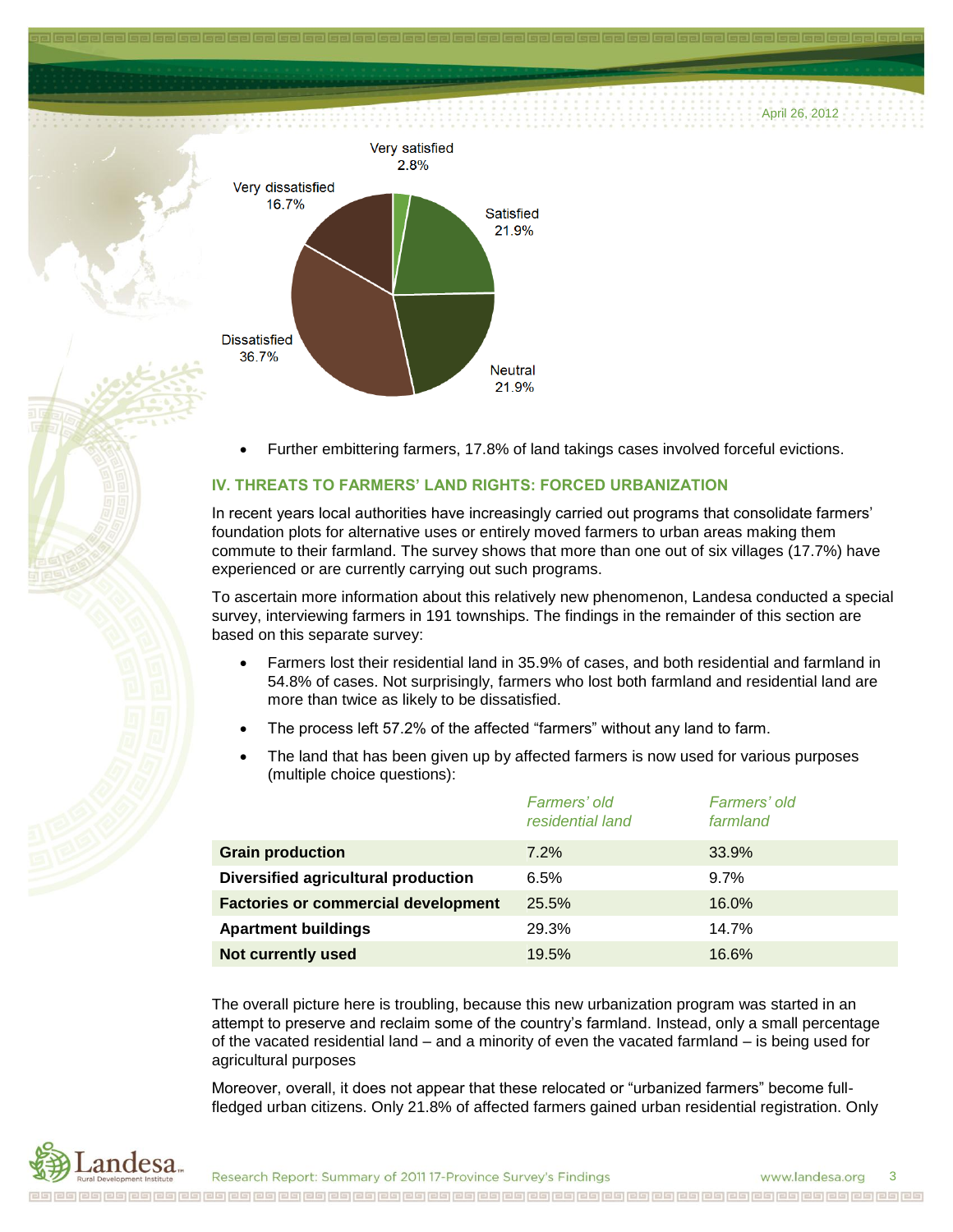Very satisfied 2.8%

Satisfied 21.9%

Neutral 21.9%

Dissatisfied 36.7%

Very dissatisfied 16.7%

- Further embittering farmers, 17.8% of land takings cases involved forceful evictions.

## IV. THREATS TO FARMERS' LAND RIGHTS: FORCED URBANIZATION

In recent years local authorities have increasingly carried out programs that consolidate farmers' foundation plots for alternative uses or entirely moved farmers to urban areas making them commute to their farmland. The survey shows that more than one out of six villages (17.7%) have experienced or are currently carrying out such programs.

To ascertain more information about this relatively new phenomenon, Landesa conducted a special survey, interviewing farmers in 191 townships. The findings in the remainder of this section are based on this separate survey:

- Farmers lost their residential land in 35.9% of cases, and both residential and farmland in 54.8% of cases. Not surprisingly, farmers who lost both farmland and residential land are more than twice as likely to be dissatisfied.
- The process left 57.2% of the affected "farmers" without any land to farm.
- The land that has been given up by affected farmers is now used for various purposes (multiple choice questions):

| | *Farmers' old residential land* | *Farmers' old farmland* |
|---|---|---|
| **Grain production** | 7.2% | 33.9% |
| **Diversified agricultural production** | 6.5% | 9.7% |
| **Factories or commercial development** | 25.5% | 16.0% |
| **Apartment buildings** | 29.3% | 14.7% |
| **Not currently used** | 19.5% | 16.6% |

The overall picture here is troubling, because this new urbanization program was started in an attempt to preserve and reclaim some of the country's farmland. Instead, only a small percentage of the vacated residential land – and a minority of even the vacated farmland – is being used for agricultural purposes

Moreover, overall, it does not appear that these relocated or "urbanized farmers" become full-fledged urban citizens. Only 21.8% of affected farmers gained urban residential registration. Only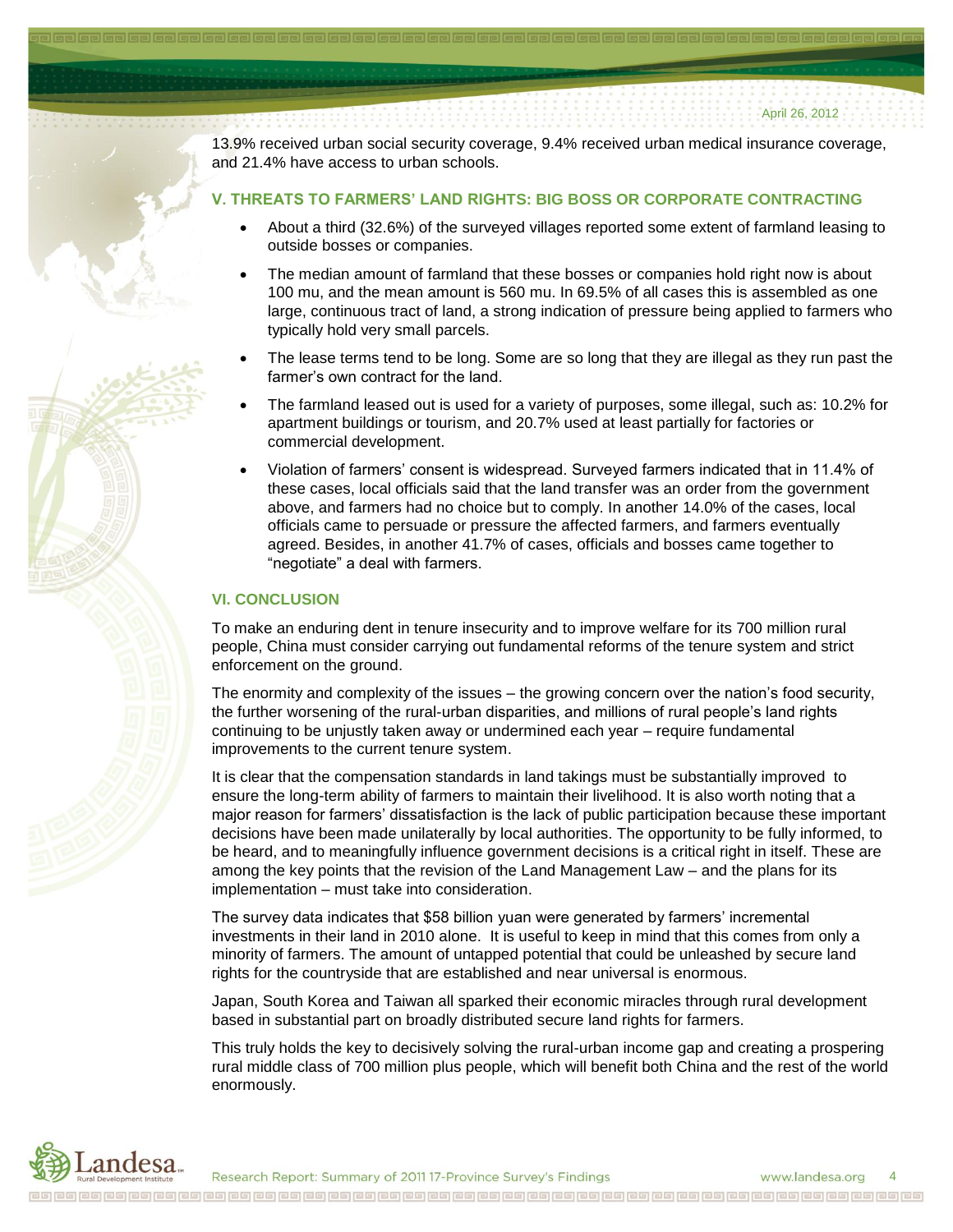13.9% received urban social security coverage, 9.4% received urban medical insurance coverage, and 21.4% have access to urban schools.

## V. THREATS TO FARMERS' LAND RIGHTS: BIG BOSS OR CORPORATE CONTRACTING

- About a third (32.6%) of the surveyed villages reported some extent of farmland leasing to outside bosses or companies.
- The median amount of farmland that these bosses or companies hold right now is about 100 mu, and the mean amount is 560 mu. In 69.5% of all cases this is assembled as one large, continuous tract of land, a strong indication of pressure being applied to farmers who typically hold very small parcels.
- The lease terms tend to be long. Some are so long that they are illegal as they run past the farmer's own contract for the land.
- The farmland leased out is used for a variety of purposes, some illegal, such as: 10.2% for apartment buildings or tourism, and 20.7% used at least partially for factories or commercial development.
- Violation of farmers' consent is widespread. Surveyed farmers indicated that in 11.4% of these cases, local officials said that the land transfer was an order from the government above, and farmers had no choice but to comply. In another 14.0% of the cases, local officials came to persuade or pressure the affected farmers, and farmers eventually agreed. Besides, in another 41.7% of cases, officials and bosses came together to "negotiate" a deal with farmers.

## VI. CONCLUSION

To make an enduring dent in tenure insecurity and to improve welfare for its 700 million rural people, China must consider carrying out fundamental reforms of the tenure system and strict enforcement on the ground.

The enormity and complexity of the issues – the growing concern over the nation's food security, the further worsening of the rural-urban disparities, and millions of rural people's land rights continuing to be unjustly taken away or undermined each year – require fundamental improvements to the current tenure system.

It is clear that the compensation standards in land takings must be substantially improved to ensure the long-term ability of farmers to maintain their livelihood. It is also worth noting that a major reason for farmers' dissatisfaction is the lack of public participation because these important decisions have been made unilaterally by local authorities. The opportunity to be fully informed, to be heard, and to meaningfully influence government decisions is a critical right in itself. These are among the key points that the revision of the Land Management Law – and the plans for its implementation – must take into consideration.

The survey data indicates that $58 billion yuan were generated by farmers' incremental investments in their land in 2010 alone. It is useful to keep in mind that this comes from only a minority of farmers. The amount of untapped potential that could be unleashed by secure land rights for the countryside that are established and near universal is enormous.

Japan, South Korea and Taiwan all sparked their economic miracles through rural development based in substantial part on broadly distributed secure land rights for farmers.

This truly holds the key to decisively solving the rural-urban income gap and creating a prospering rural middle class of 700 million plus people, which will benefit both China and the rest of the world enormously.